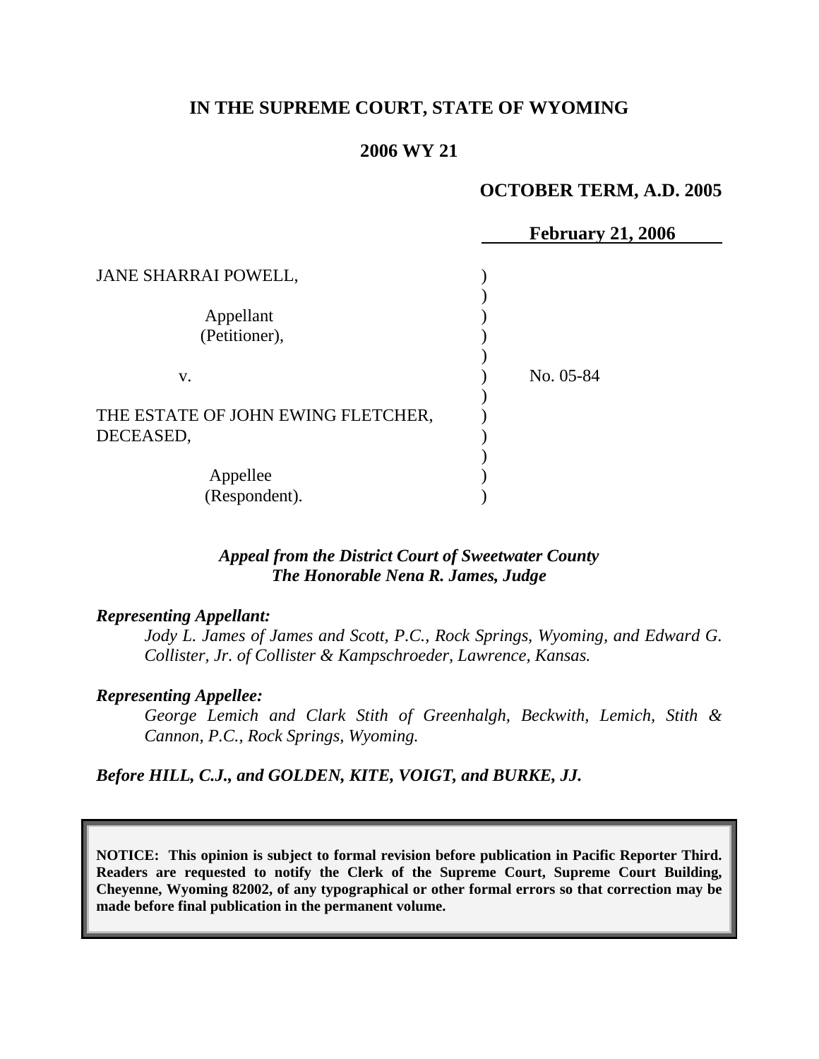# IN THE SUPREME COURT, STATE OF WYOMING

## 2006 WY 21

**OCTOBER TERM, A.D. 2005**

**February 21, 2006**

JANE SHARRAI POWELL,

Appellant
(Petitioner),

v.

THE ESTATE OF JOHN EWING FLETCHER, DECEASED,

Appellee
(Respondent).

No. 05-84

*Appeal from the District Court of Sweetwater County*
*The Honorable Nena R. James, Judge*

***Representing Appellant:***

*Jody L. James of James and Scott, P.C., Rock Springs, Wyoming, and Edward G. Collister, Jr. of Collister & Kampschroeder, Lawrence, Kansas.*

***Representing Appellee:***

*George Lemich and Clark Stith of Greenhalgh, Beckwith, Lemich, Stith & Cannon, P.C., Rock Springs, Wyoming.*

***Before HILL, C.J., and GOLDEN, KITE, VOIGT, and BURKE, JJ.***

**NOTICE: This opinion is subject to formal revision before publication in Pacific Reporter Third. Readers are requested to notify the Clerk of the Supreme Court, Supreme Court Building, Cheyenne, Wyoming 82002, of any typographical or other formal errors so that correction may be made before final publication in the permanent volume.**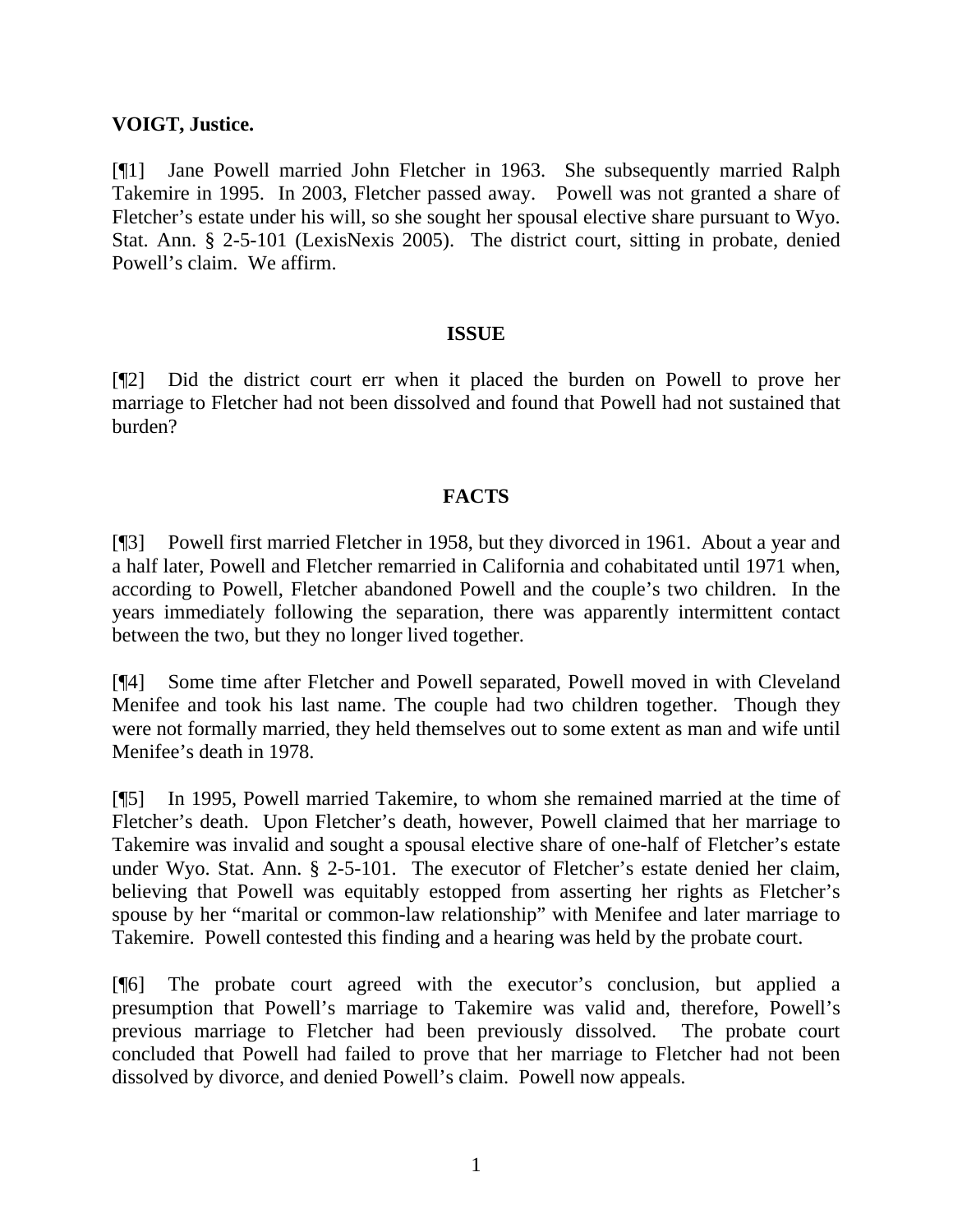**VOIGT, Justice.**

[¶1] Jane Powell married John Fletcher in 1963. She subsequently married Ralph Takemire in 1995. In 2003, Fletcher passed away. Powell was not granted a share of Fletcher's estate under his will, so she sought her spousal elective share pursuant to Wyo. Stat. Ann. § 2-5-101 (LexisNexis 2005). The district court, sitting in probate, denied Powell's claim. We affirm.

## ISSUE

[¶2] Did the district court err when it placed the burden on Powell to prove her marriage to Fletcher had not been dissolved and found that Powell had not sustained that burden?

## FACTS

[¶3] Powell first married Fletcher in 1958, but they divorced in 1961. About a year and a half later, Powell and Fletcher remarried in California and cohabitated until 1971 when, according to Powell, Fletcher abandoned Powell and the couple's two children. In the years immediately following the separation, there was apparently intermittent contact between the two, but they no longer lived together.

[¶4] Some time after Fletcher and Powell separated, Powell moved in with Cleveland Menifee and took his last name. The couple had two children together. Though they were not formally married, they held themselves out to some extent as man and wife until Menifee's death in 1978.

[¶5] In 1995, Powell married Takemire, to whom she remained married at the time of Fletcher's death. Upon Fletcher's death, however, Powell claimed that her marriage to Takemire was invalid and sought a spousal elective share of one-half of Fletcher's estate under Wyo. Stat. Ann. § 2-5-101. The executor of Fletcher's estate denied her claim, believing that Powell was equitably estopped from asserting her rights as Fletcher's spouse by her "marital or common-law relationship" with Menifee and later marriage to Takemire. Powell contested this finding and a hearing was held by the probate court.

[¶6] The probate court agreed with the executor's conclusion, but applied a presumption that Powell's marriage to Takemire was valid and, therefore, Powell's previous marriage to Fletcher had been previously dissolved. The probate court concluded that Powell had failed to prove that her marriage to Fletcher had not been dissolved by divorce, and denied Powell's claim. Powell now appeals.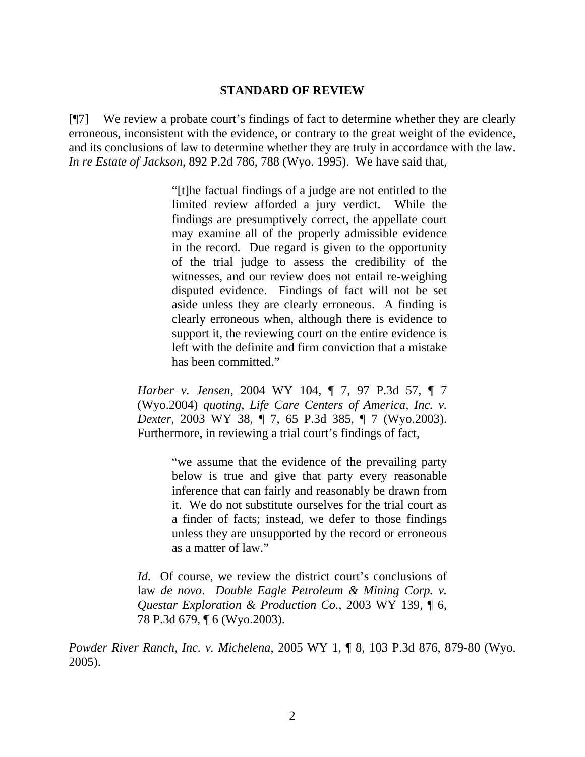## STANDARD OF REVIEW

[¶7] We review a probate court's findings of fact to determine whether they are clearly erroneous, inconsistent with the evidence, or contrary to the great weight of the evidence, and its conclusions of law to determine whether they are truly in accordance with the law. *In re Estate of Jackson*, 892 P.2d 786, 788 (Wyo. 1995). We have said that,

> "[t]he factual findings of a judge are not entitled to the limited review afforded a jury verdict. While the findings are presumptively correct, the appellate court may examine all of the properly admissible evidence in the record. Due regard is given to the opportunity of the trial judge to assess the credibility of the witnesses, and our review does not entail re-weighing disputed evidence. Findings of fact will not be set aside unless they are clearly erroneous. A finding is clearly erroneous when, although there is evidence to support it, the reviewing court on the entire evidence is left with the definite and firm conviction that a mistake has been committed."
>
> *Harber v. Jensen*, 2004 WY 104, ¶ 7, 97 P.3d 57, ¶ 7 (Wyo.2004) *quoting*, *Life Care Centers of America, Inc. v. Dexter*, 2003 WY 38, ¶ 7, 65 P.3d 385, ¶ 7 (Wyo.2003). Furthermore, in reviewing a trial court's findings of fact,
>
> > "we assume that the evidence of the prevailing party below is true and give that party every reasonable inference that can fairly and reasonably be drawn from it. We do not substitute ourselves for the trial court as a finder of facts; instead, we defer to those findings unless they are unsupported by the record or erroneous as a matter of law."
>
> *Id.* Of course, we review the district court's conclusions of law *de novo*. *Double Eagle Petroleum & Mining Corp. v. Questar Exploration & Production Co.*, 2003 WY 139, ¶ 6, 78 P.3d 679, ¶ 6 (Wyo.2003).

*Powder River Ranch, Inc. v. Michelena*, 2005 WY 1, ¶ 8, 103 P.3d 876, 879-80 (Wyo. 2005).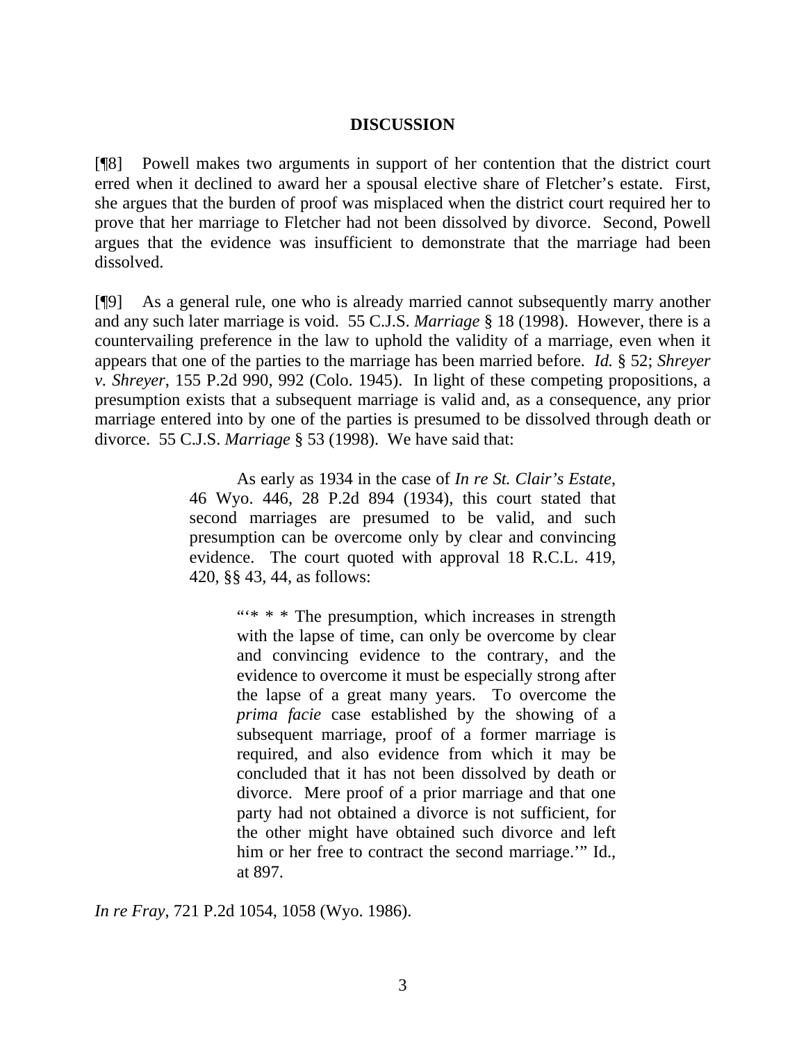## DISCUSSION

[¶8] Powell makes two arguments in support of her contention that the district court erred when it declined to award her a spousal elective share of Fletcher's estate. First, she argues that the burden of proof was misplaced when the district court required her to prove that her marriage to Fletcher had not been dissolved by divorce. Second, Powell argues that the evidence was insufficient to demonstrate that the marriage had been dissolved.

[¶9] As a general rule, one who is already married cannot subsequently marry another and any such later marriage is void. 55 C.J.S. *Marriage* § 18 (1998). However, there is a countervailing preference in the law to uphold the validity of a marriage, even when it appears that one of the parties to the marriage has been married before. *Id.* § 52; *Shreyer v. Shreyer*, 155 P.2d 990, 992 (Colo. 1945). In light of these competing propositions, a presumption exists that a subsequent marriage is valid and, as a consequence, any prior marriage entered into by one of the parties is presumed to be dissolved through death or divorce. 55 C.J.S. *Marriage* § 53 (1998). We have said that:

> As early as 1934 in the case of *In re St. Clair's Estate*, 46 Wyo. 446, 28 P.2d 894 (1934), this court stated that second marriages are presumed to be valid, and such presumption can be overcome only by clear and convincing evidence. The court quoted with approval 18 R.C.L. 419, 420, §§ 43, 44, as follows:
>
> > "'* * * The presumption, which increases in strength with the lapse of time, can only be overcome by clear and convincing evidence to the contrary, and the evidence to overcome it must be especially strong after the lapse of a great many years. To overcome the *prima facie* case established by the showing of a subsequent marriage, proof of a former marriage is required, and also evidence from which it may be concluded that it has not been dissolved by death or divorce. Mere proof of a prior marriage and that one party had not obtained a divorce is not sufficient, for the other might have obtained such divorce and left him or her free to contract the second marriage.'" Id., at 897.

*In re Fray*, 721 P.2d 1054, 1058 (Wyo. 1986).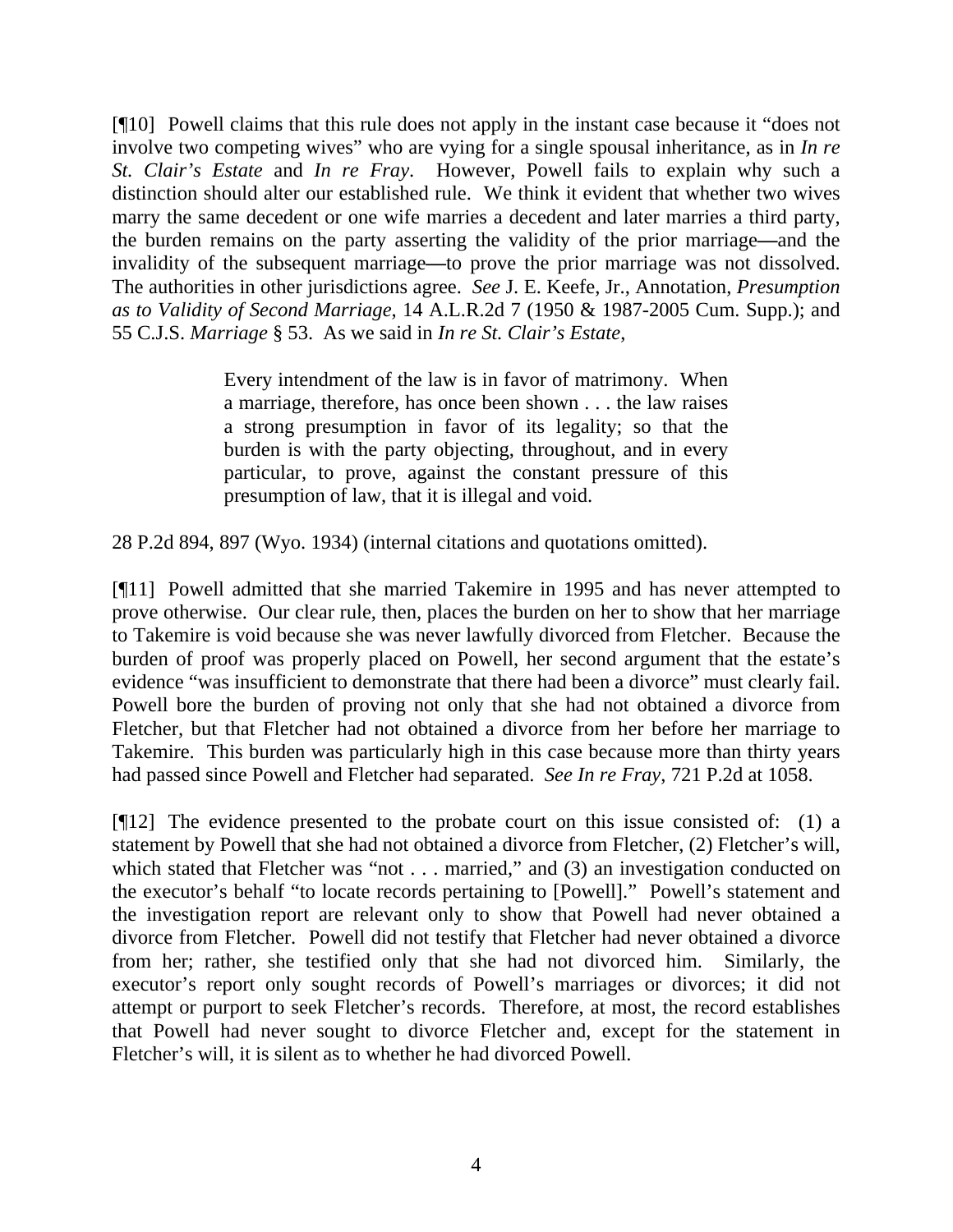[¶10] Powell claims that this rule does not apply in the instant case because it "does not involve two competing wives" who are vying for a single spousal inheritance, as in *In re St. Clair's Estate* and *In re Fray*. However, Powell fails to explain why such a distinction should alter our established rule. We think it evident that whether two wives marry the same decedent or one wife marries a decedent and later marries a third party, the burden remains on the party asserting the validity of the prior marriage—and the invalidity of the subsequent marriage—to prove the prior marriage was not dissolved. The authorities in other jurisdictions agree. *See* J. E. Keefe, Jr., Annotation, *Presumption as to Validity of Second Marriage*, 14 A.L.R.2d 7 (1950 & 1987-2005 Cum. Supp.); and 55 C.J.S. *Marriage* § 53. As we said in *In re St. Clair's Estate*,

> Every intendment of the law is in favor of matrimony. When a marriage, therefore, has once been shown . . . the law raises a strong presumption in favor of its legality; so that the burden is with the party objecting, throughout, and in every particular, to prove, against the constant pressure of this presumption of law, that it is illegal and void.

28 P.2d 894, 897 (Wyo. 1934) (internal citations and quotations omitted).

[¶11] Powell admitted that she married Takemire in 1995 and has never attempted to prove otherwise. Our clear rule, then, places the burden on her to show that her marriage to Takemire is void because she was never lawfully divorced from Fletcher. Because the burden of proof was properly placed on Powell, her second argument that the estate's evidence "was insufficient to demonstrate that there had been a divorce" must clearly fail. Powell bore the burden of proving not only that she had not obtained a divorce from Fletcher, but that Fletcher had not obtained a divorce from her before her marriage to Takemire. This burden was particularly high in this case because more than thirty years had passed since Powell and Fletcher had separated. *See In re Fray*, 721 P.2d at 1058.

[¶12] The evidence presented to the probate court on this issue consisted of: (1) a statement by Powell that she had not obtained a divorce from Fletcher, (2) Fletcher's will, which stated that Fletcher was "not . . . married," and (3) an investigation conducted on the executor's behalf "to locate records pertaining to [Powell]." Powell's statement and the investigation report are relevant only to show that Powell had never obtained a divorce from Fletcher. Powell did not testify that Fletcher had never obtained a divorce from her; rather, she testified only that she had not divorced him. Similarly, the executor's report only sought records of Powell's marriages or divorces; it did not attempt or purport to seek Fletcher's records. Therefore, at most, the record establishes that Powell had never sought to divorce Fletcher and, except for the statement in Fletcher's will, it is silent as to whether he had divorced Powell.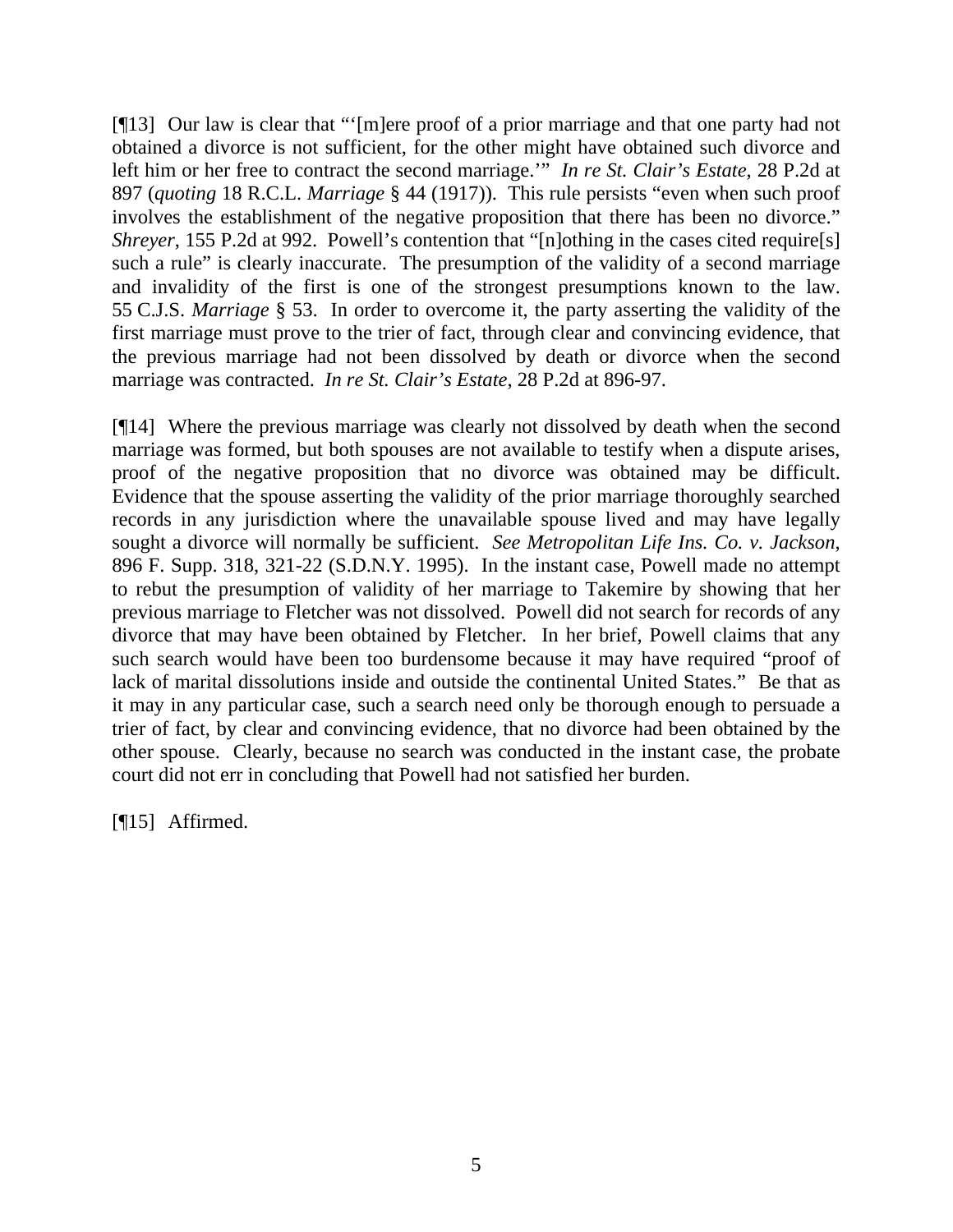[¶13] Our law is clear that "'[m]ere proof of a prior marriage and that one party had not obtained a divorce is not sufficient, for the other might have obtained such divorce and left him or her free to contract the second marriage.'" *In re St. Clair's Estate*, 28 P.2d at 897 (*quoting* 18 R.C.L. *Marriage* § 44 (1917)). This rule persists "even when such proof involves the establishment of the negative proposition that there has been no divorce." *Shreyer*, 155 P.2d at 992. Powell's contention that "[n]othing in the cases cited require[s] such a rule" is clearly inaccurate. The presumption of the validity of a second marriage and invalidity of the first is one of the strongest presumptions known to the law. 55 C.J.S. *Marriage* § 53. In order to overcome it, the party asserting the validity of the first marriage must prove to the trier of fact, through clear and convincing evidence, that the previous marriage had not been dissolved by death or divorce when the second marriage was contracted. *In re St. Clair's Estate*, 28 P.2d at 896-97.

[¶14] Where the previous marriage was clearly not dissolved by death when the second marriage was formed, but both spouses are not available to testify when a dispute arises, proof of the negative proposition that no divorce was obtained may be difficult. Evidence that the spouse asserting the validity of the prior marriage thoroughly searched records in any jurisdiction where the unavailable spouse lived and may have legally sought a divorce will normally be sufficient. *See Metropolitan Life Ins. Co. v. Jackson*, 896 F. Supp. 318, 321-22 (S.D.N.Y. 1995). In the instant case, Powell made no attempt to rebut the presumption of validity of her marriage to Takemire by showing that her previous marriage to Fletcher was not dissolved. Powell did not search for records of any divorce that may have been obtained by Fletcher. In her brief, Powell claims that any such search would have been too burdensome because it may have required "proof of lack of marital dissolutions inside and outside the continental United States." Be that as it may in any particular case, such a search need only be thorough enough to persuade a trier of fact, by clear and convincing evidence, that no divorce had been obtained by the other spouse. Clearly, because no search was conducted in the instant case, the probate court did not err in concluding that Powell had not satisfied her burden.

[¶15] Affirmed.